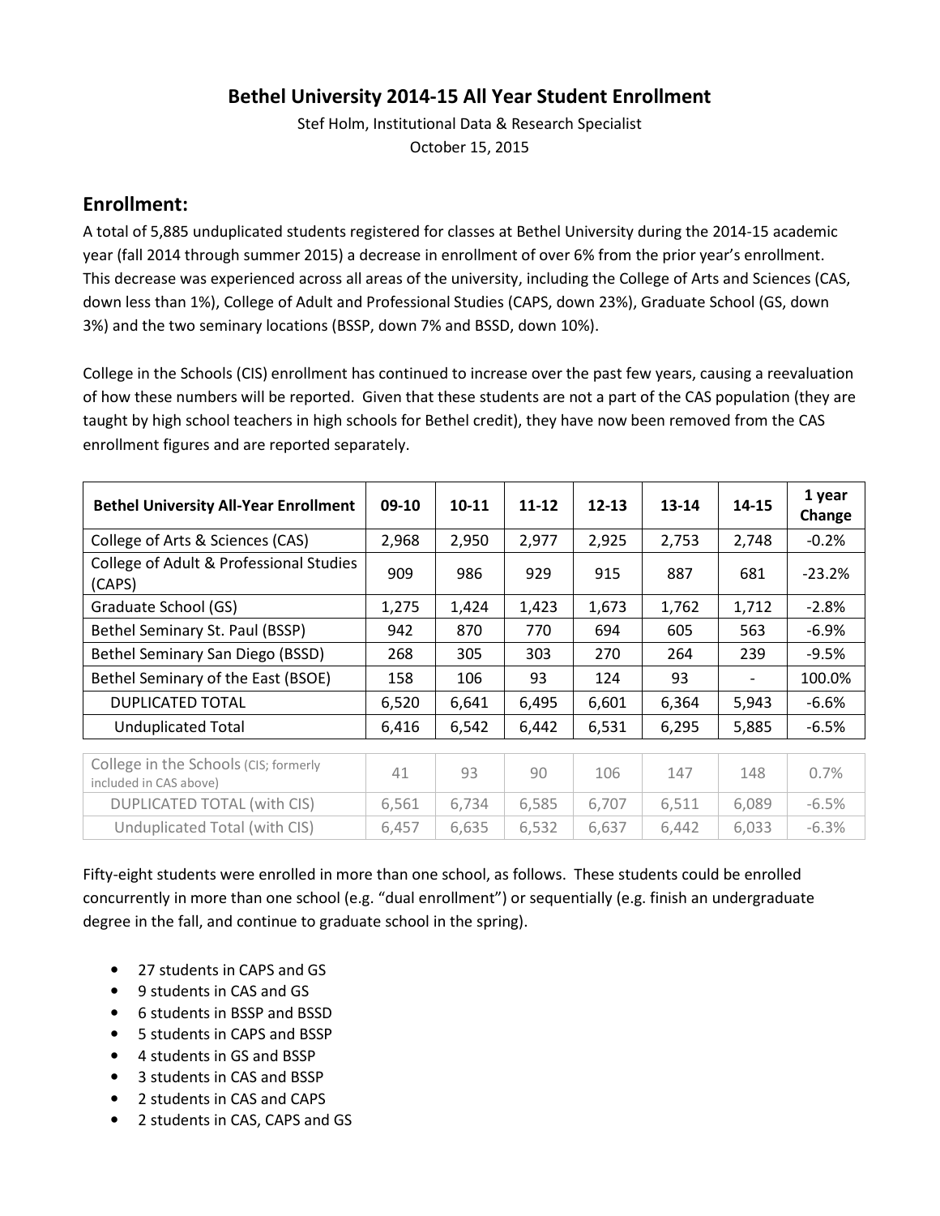# Bethel University 2014-15 All Year Student Enrollment

Stef Holm, Institutional Data & Research Specialist
October 15, 2015

## Enrollment:

A total of 5,885 unduplicated students registered for classes at Bethel University during the 2014-15 academic year (fall 2014 through summer 2015) a decrease in enrollment of over 6% from the prior year's enrollment. This decrease was experienced across all areas of the university, including the College of Arts and Sciences (CAS, down less than 1%), College of Adult and Professional Studies (CAPS, down 23%), Graduate School (GS, down 3%) and the two seminary locations (BSSP, down 7% and BSSD, down 10%).

College in the Schools (CIS) enrollment has continued to increase over the past few years, causing a reevaluation of how these numbers will be reported. Given that these students are not a part of the CAS population (they are taught by high school teachers in high schools for Bethel credit), they have now been removed from the CAS enrollment figures and are reported separately.

| Bethel University All-Year Enrollment | 09-10 | 10-11 | 11-12 | 12-13 | 13-14 | 14-15 | 1 year Change |
|---|---|---|---|---|---|---|---|
| College of Arts & Sciences (CAS) | 2,968 | 2,950 | 2,977 | 2,925 | 2,753 | 2,748 | -0.2% |
| College of Adult & Professional Studies (CAPS) | 909 | 986 | 929 | 915 | 887 | 681 | -23.2% |
| Graduate School (GS) | 1,275 | 1,424 | 1,423 | 1,673 | 1,762 | 1,712 | -2.8% |
| Bethel Seminary St. Paul (BSSP) | 942 | 870 | 770 | 694 | 605 | 563 | -6.9% |
| Bethel Seminary San Diego (BSSD) | 268 | 305 | 303 | 270 | 264 | 239 | -9.5% |
| Bethel Seminary of the East (BSOE) | 158 | 106 | 93 | 124 | 93 | - | 100.0% |
| DUPLICATED TOTAL | 6,520 | 6,641 | 6,495 | 6,601 | 6,364 | 5,943 | -6.6% |
| Unduplicated Total | 6,416 | 6,542 | 6,442 | 6,531 | 6,295 | 5,885 | -6.5% |
| College in the Schools (CIS; formerly included in CAS above) | 41 | 93 | 90 | 106 | 147 | 148 | 0.7% |
| DUPLICATED TOTAL (with CIS) | 6,561 | 6,734 | 6,585 | 6,707 | 6,511 | 6,089 | -6.5% |
| Unduplicated Total (with CIS) | 6,457 | 6,635 | 6,532 | 6,637 | 6,442 | 6,033 | -6.3% |

Fifty-eight students were enrolled in more than one school, as follows. These students could be enrolled concurrently in more than one school (e.g. "dual enrollment") or sequentially (e.g. finish an undergraduate degree in the fall, and continue to graduate school in the spring).

- 27 students in CAPS and GS
- 9 students in CAS and GS
- 6 students in BSSP and BSSD
- 5 students in CAPS and BSSP
- 4 students in GS and BSSP
- 3 students in CAS and BSSP
- 2 students in CAS and CAPS
- 2 students in CAS, CAPS and GS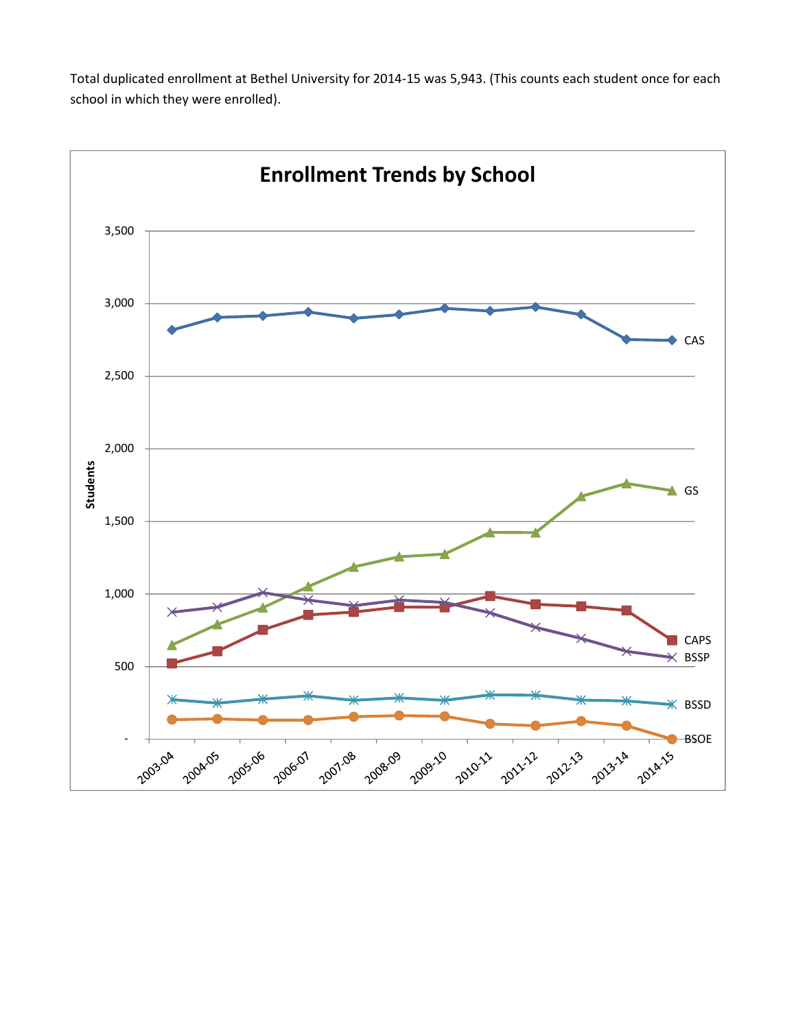Total duplicated enrollment at Bethel University for 2014-15 was 5,943. (This counts each student once for each school in which they were enrolled).

## Enrollment Trends by School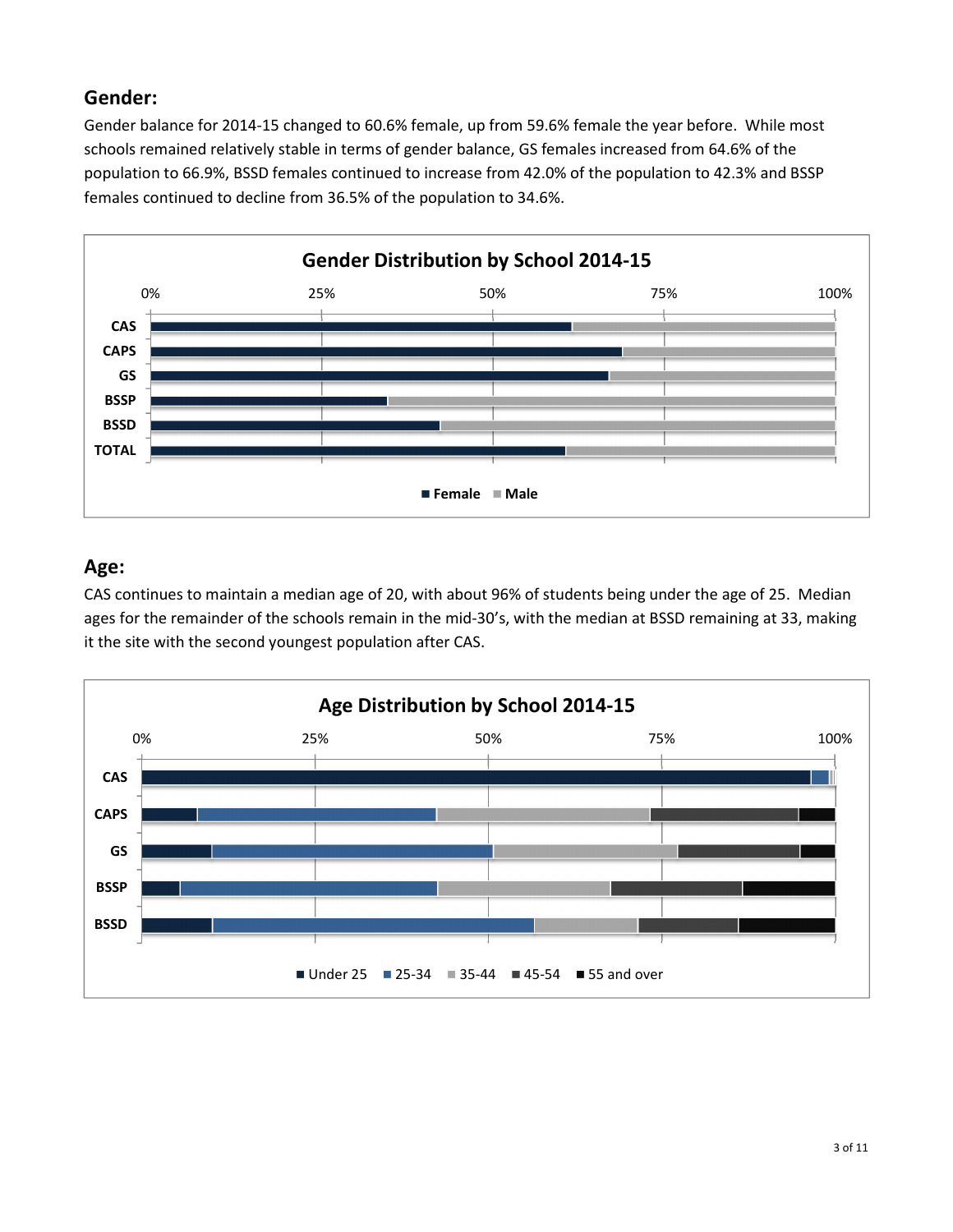## Gender:

Gender balance for 2014-15 changed to 60.6% female, up from 59.6% female the year before. While most schools remained relatively stable in terms of gender balance, GS females increased from 64.6% of the population to 66.9%, BSSD females continued to increase from 42.0% of the population to 42.3% and BSSP females continued to decline from 36.5% of the population to 34.6%.

**Gender Distribution by School 2014-15**

## Age:

CAS continues to maintain a median age of 20, with about 96% of students being under the age of 25. Median ages for the remainder of the schools remain in the mid-30's, with the median at BSSD remaining at 33, making it the site with the second youngest population after CAS.

**Age Distribution by School 2014-15**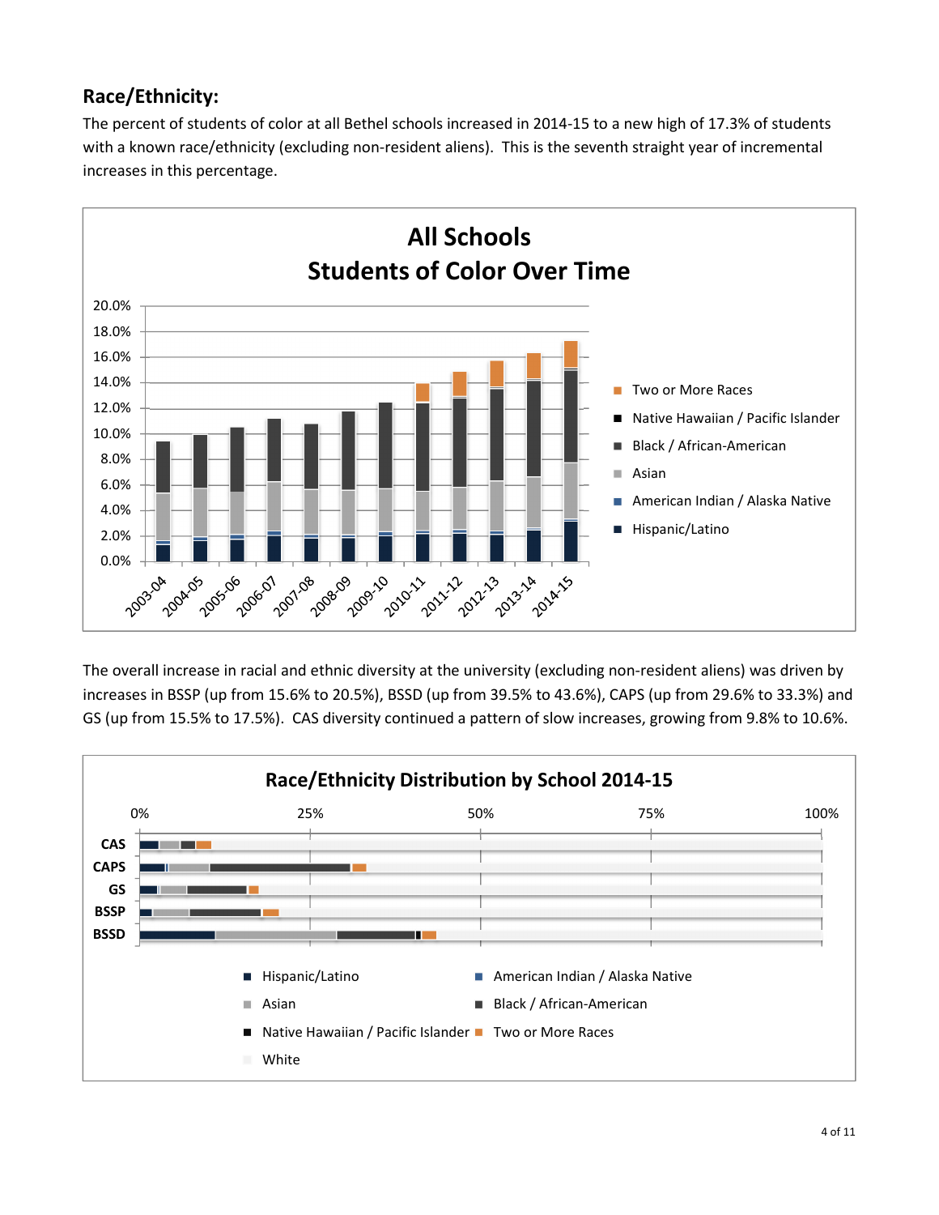## Race/Ethnicity:

The percent of students of color at all Bethel schools increased in 2014-15 to a new high of 17.3% of students with a known race/ethnicity (excluding non-resident aliens). This is the seventh straight year of incremental increases in this percentage.

**All Schools**
**Students of Color Over Time**

Legend: Two or More Races; Native Hawaiian / Pacific Islander; Black / African-American; Asian; American Indian / Alaska Native; Hispanic/Latino

Y-axis: 0.0% – 20.0%
X-axis: 2003-04, 2004-05, 2005-06, 2006-07, 2007-08, 2008-09, 2009-10, 2010-11, 2011-12, 2012-13, 2013-14, 2014-15

The overall increase in racial and ethnic diversity at the university (excluding non-resident aliens) was driven by increases in BSSP (up from 15.6% to 20.5%), BSSD (up from 39.5% to 43.6%), CAPS (up from 29.6% to 33.3%) and GS (up from 15.5% to 17.5%). CAS diversity continued a pattern of slow increases, growing from 9.8% to 10.6%.

**Race/Ethnicity Distribution by School 2014-15**

X-axis: 0%, 25%, 50%, 75%, 100%
Y-axis: CAS, CAPS, GS, BSSP, BSSD

Legend: Hispanic/Latino; American Indian / Alaska Native; Asian; Black / African-American; Native Hawaiian / Pacific Islander; Two or More Races; White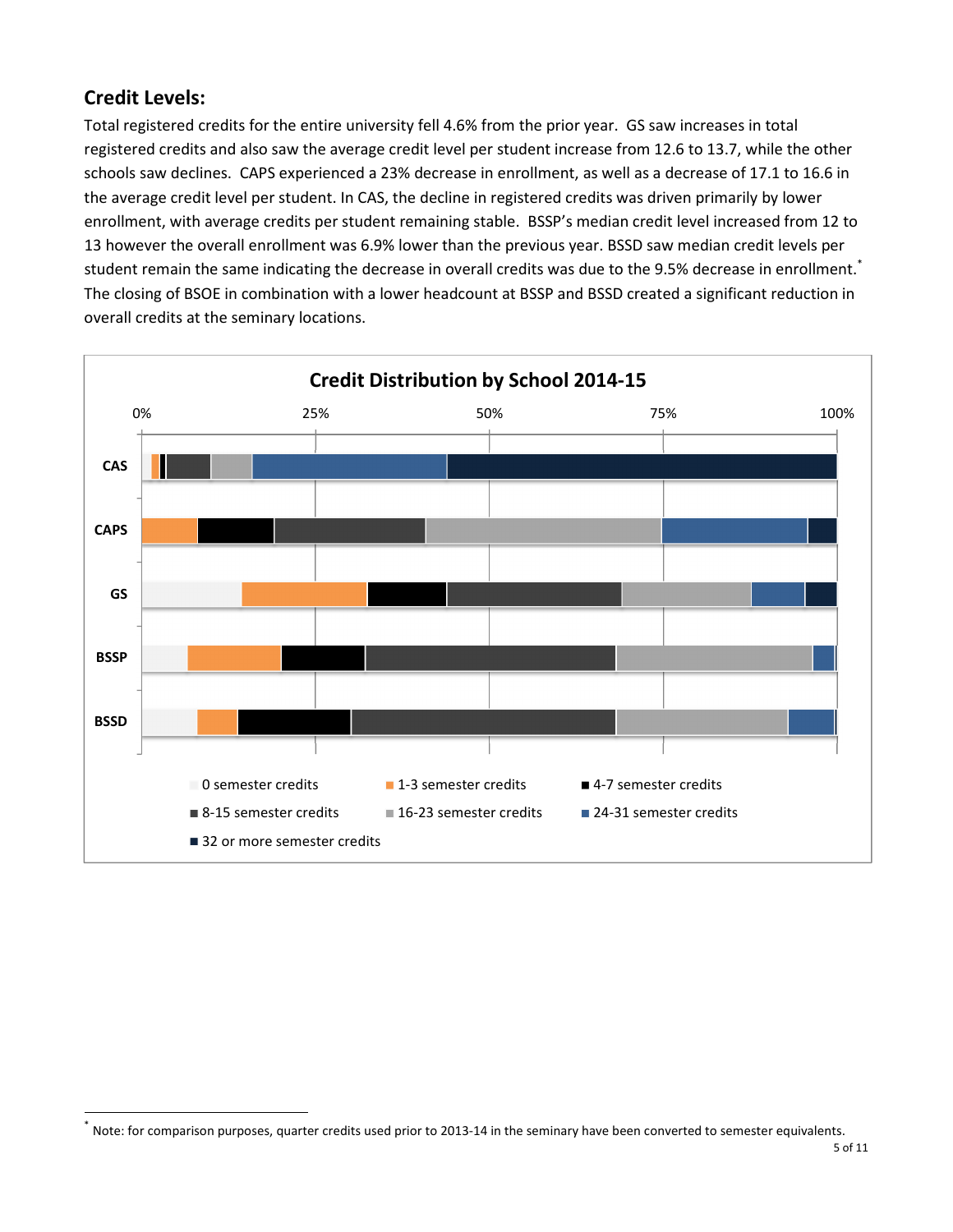## Credit Levels:

Total registered credits for the entire university fell 4.6% from the prior year. GS saw increases in total registered credits and also saw the average credit level per student increase from 12.6 to 13.7, while the other schools saw declines. CAPS experienced a 23% decrease in enrollment, as well as a decrease of 17.1 to 16.6 in the average credit level per student. In CAS, the decline in registered credits was driven primarily by lower enrollment, with average credits per student remaining stable. BSSP's median credit level increased from 12 to 13 however the overall enrollment was 6.9% lower than the previous year. BSSD saw median credit levels per student remain the same indicating the decrease in overall credits was due to the 9.5% decrease in enrollment.* The closing of BSOE in combination with a lower headcount at BSSP and BSSD created a significant reduction in overall credits at the seminary locations.

**Credit Distribution by School 2014-15**

0% 25% 50% 75% 100%

CAS

CAPS

GS

BSSP

BSSD

0 semester credits | 1-3 semester credits | 4-7 semester credits | 8-15 semester credits | 16-23 semester credits | 24-31 semester credits | 32 or more semester credits

---

* Note: for comparison purposes, quarter credits used prior to 2013-14 in the seminary have been converted to semester equivalents.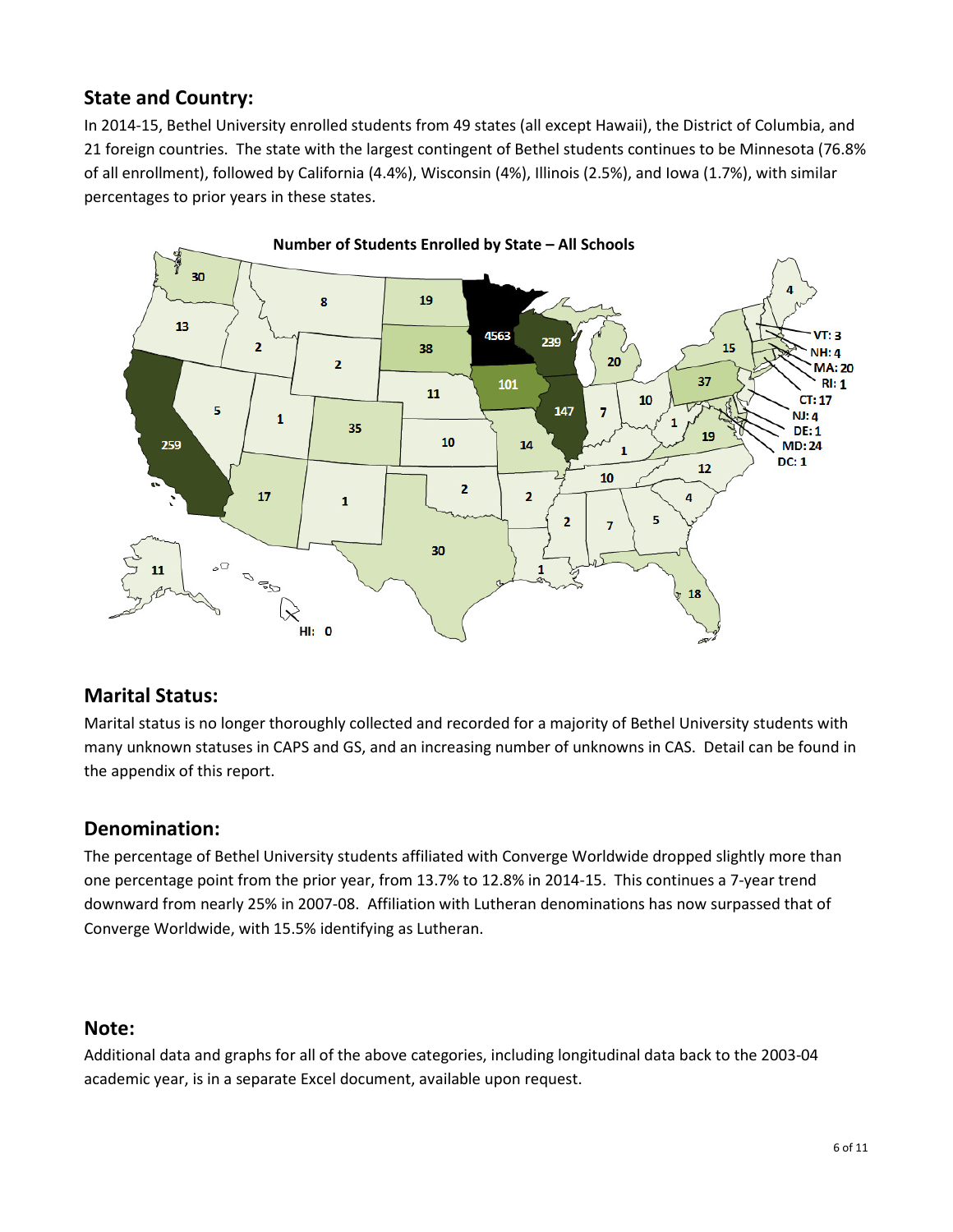## State and Country:

In 2014-15, Bethel University enrolled students from 49 states (all except Hawaii), the District of Columbia, and 21 foreign countries. The state with the largest contingent of Bethel students continues to be Minnesota (76.8% of all enrollment), followed by California (4.4%), Wisconsin (4%), Illinois (2.5%), and Iowa (1.7%), with similar percentages to prior years in these states.

**Number of Students Enrolled by State – All Schools**

## Marital Status:

Marital status is no longer thoroughly collected and recorded for a majority of Bethel University students with many unknown statuses in CAPS and GS, and an increasing number of unknowns in CAS. Detail can be found in the appendix of this report.

## Denomination:

The percentage of Bethel University students affiliated with Converge Worldwide dropped slightly more than one percentage point from the prior year, from 13.7% to 12.8% in 2014-15. This continues a 7-year trend downward from nearly 25% in 2007-08. Affiliation with Lutheran denominations has now surpassed that of Converge Worldwide, with 15.5% identifying as Lutheran.

## Note:

Additional data and graphs for all of the above categories, including longitudinal data back to the 2003-04 academic year, is in a separate Excel document, available upon request.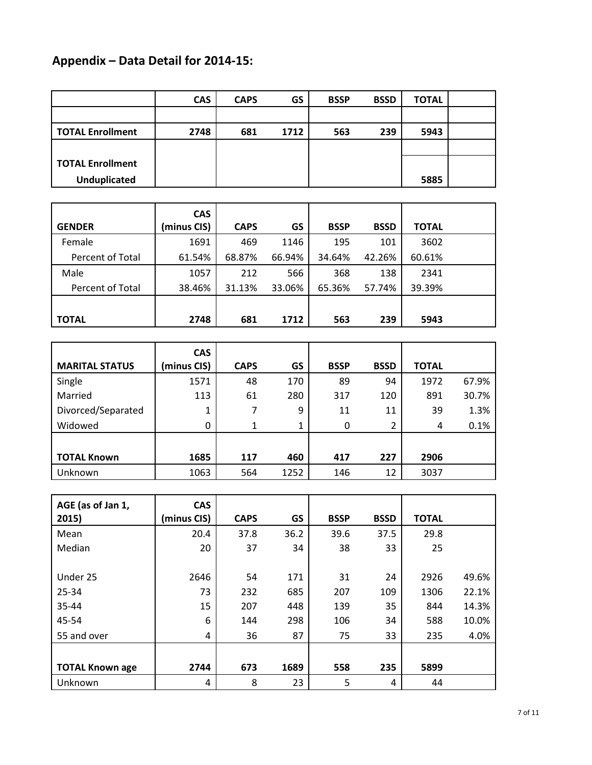## Appendix – Data Detail for 2014-15:

| | CAS | CAPS | GS | BSSP | BSSD | TOTAL | |
|---|---|---|---|---|---|---|---|
| | | | | | | | |
| **TOTAL Enrollment** | **2748** | **681** | **1712** | **563** | **239** | **5943** | |
| **TOTAL Enrollment Unduplicated** | | | | | | **5885** | |

| GENDER | CAS (minus CIS) | CAPS | GS | BSSP | BSSD | TOTAL | |
|---|---|---|---|---|---|---|---|
| Female | 1691 | 469 | 1146 | 195 | 101 | 3602 | |
| Percent of Total | 61.54% | 68.87% | 66.94% | 34.64% | 42.26% | 60.61% | |
| Male | 1057 | 212 | 566 | 368 | 138 | 2341 | |
| Percent of Total | 38.46% | 31.13% | 33.06% | 65.36% | 57.74% | 39.39% | |
| **TOTAL** | **2748** | **681** | **1712** | **563** | **239** | **5943** | |

| MARITAL STATUS | CAS (minus CIS) | CAPS | GS | BSSP | BSSD | TOTAL | |
|---|---|---|---|---|---|---|---|
| Single | 1571 | 48 | 170 | 89 | 94 | 1972 | 67.9% |
| Married | 113 | 61 | 280 | 317 | 120 | 891 | 30.7% |
| Divorced/Separated | 1 | 7 | 9 | 11 | 11 | 39 | 1.3% |
| Widowed | 0 | 1 | 1 | 0 | 2 | 4 | 0.1% |
| **TOTAL Known** | **1685** | **117** | **460** | **417** | **227** | **2906** | |
| Unknown | 1063 | 564 | 1252 | 146 | 12 | 3037 | |

| AGE (as of Jan 1, 2015) | CAS (minus CIS) | CAPS | GS | BSSP | BSSD | TOTAL | |
|---|---|---|---|---|---|---|---|
| Mean | 20.4 | 37.8 | 36.2 | 39.6 | 37.5 | 29.8 | |
| Median | 20 | 37 | 34 | 38 | 33 | 25 | |
| Under 25 | 2646 | 54 | 171 | 31 | 24 | 2926 | 49.6% |
| 25-34 | 73 | 232 | 685 | 207 | 109 | 1306 | 22.1% |
| 35-44 | 15 | 207 | 448 | 139 | 35 | 844 | 14.3% |
| 45-54 | 6 | 144 | 298 | 106 | 34 | 588 | 10.0% |
| 55 and over | 4 | 36 | 87 | 75 | 33 | 235 | 4.0% |
| **TOTAL Known age** | **2744** | **673** | **1689** | **558** | **235** | **5899** | |
| Unknown | 4 | 8 | 23 | 5 | 4 | 44 | |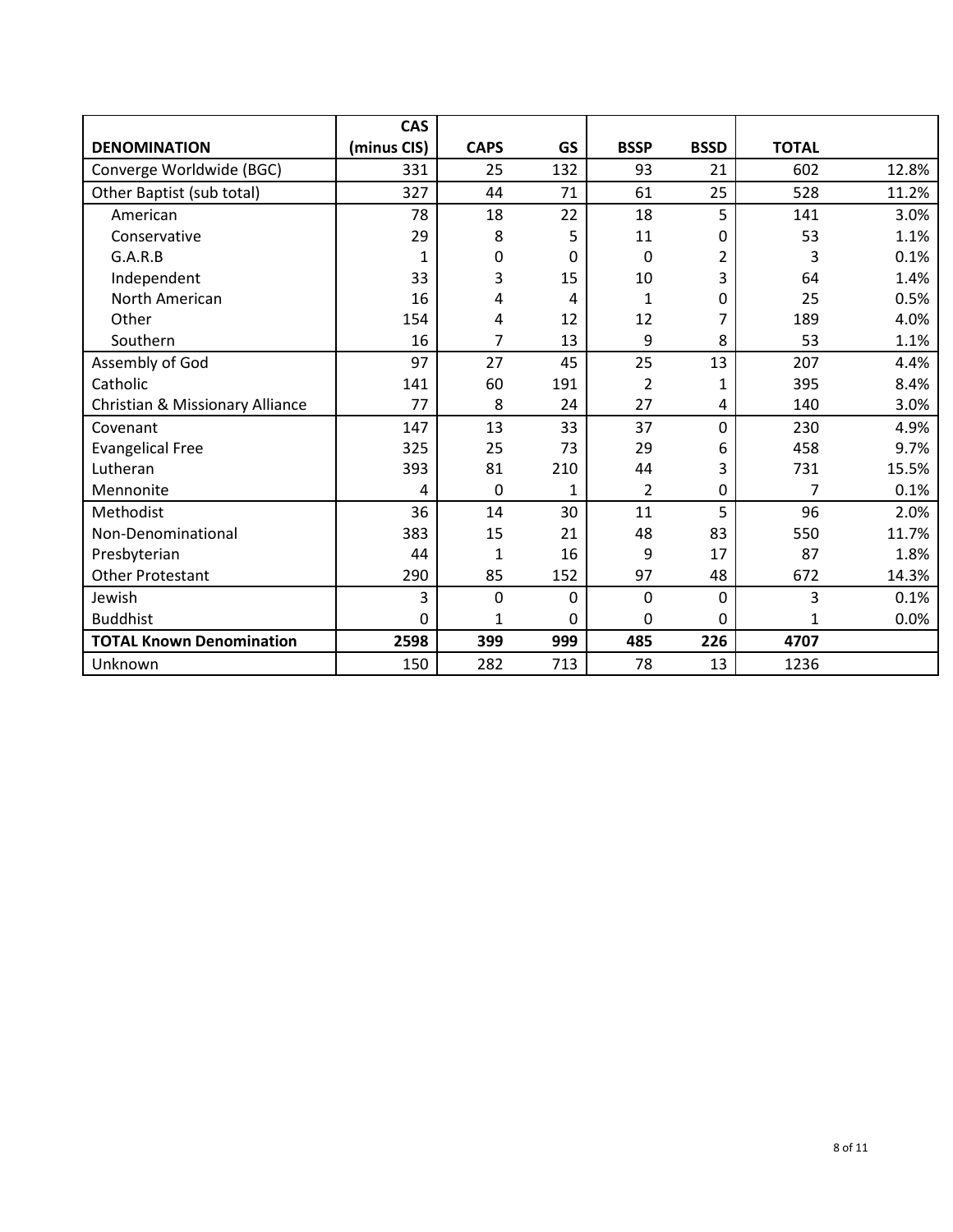| DENOMINATION | CAS (minus CIS) | CAPS | GS | BSSP | BSSD | TOTAL | |
|---|---|---|---|---|---|---|---|
| Converge Worldwide (BGC) | 331 | 25 | 132 | 93 | 21 | 602 | 12.8% |
| Other Baptist (sub total) | 327 | 44 | 71 | 61 | 25 | 528 | 11.2% |
| American | 78 | 18 | 22 | 18 | 5 | 141 | 3.0% |
| Conservative | 29 | 8 | 5 | 11 | 0 | 53 | 1.1% |
| G.A.R.B | 1 | 0 | 0 | 0 | 2 | 3 | 0.1% |
| Independent | 33 | 3 | 15 | 10 | 3 | 64 | 1.4% |
| North American | 16 | 4 | 4 | 1 | 0 | 25 | 0.5% |
| Other | 154 | 4 | 12 | 12 | 7 | 189 | 4.0% |
| Southern | 16 | 7 | 13 | 9 | 8 | 53 | 1.1% |
| Assembly of God | 97 | 27 | 45 | 25 | 13 | 207 | 4.4% |
| Catholic | 141 | 60 | 191 | 2 | 1 | 395 | 8.4% |
| Christian & Missionary Alliance | 77 | 8 | 24 | 27 | 4 | 140 | 3.0% |
| Covenant | 147 | 13 | 33 | 37 | 0 | 230 | 4.9% |
| Evangelical Free | 325 | 25 | 73 | 29 | 6 | 458 | 9.7% |
| Lutheran | 393 | 81 | 210 | 44 | 3 | 731 | 15.5% |
| Mennonite | 4 | 0 | 1 | 2 | 0 | 7 | 0.1% |
| Methodist | 36 | 14 | 30 | 11 | 5 | 96 | 2.0% |
| Non-Denominational | 383 | 15 | 21 | 48 | 83 | 550 | 11.7% |
| Presbyterian | 44 | 1 | 16 | 9 | 17 | 87 | 1.8% |
| Other Protestant | 290 | 85 | 152 | 97 | 48 | 672 | 14.3% |
| Jewish | 3 | 0 | 0 | 0 | 0 | 3 | 0.1% |
| Buddhist | 0 | 1 | 0 | 0 | 0 | 1 | 0.0% |
| **TOTAL Known Denomination** | **2598** | **399** | **999** | **485** | **226** | **4707** | |
| Unknown | 150 | 282 | 713 | 78 | 13 | 1236 | |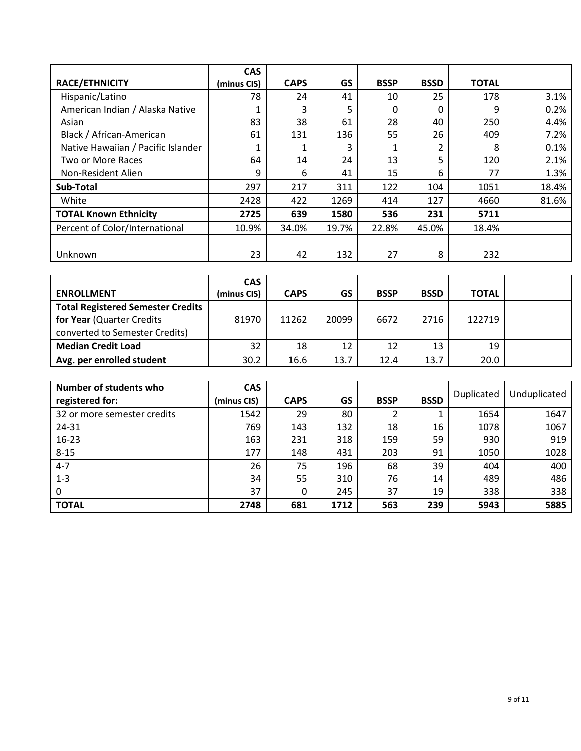| RACE/ETHNICITY | CAS (minus CIS) | CAPS | GS | BSSP | BSSD | TOTAL | |
|---|---|---|---|---|---|---|---|
| Hispanic/Latino | 78 | 24 | 41 | 10 | 25 | 178 | 3.1% |
| American Indian / Alaska Native | 1 | 3 | 5 | 0 | 0 | 9 | 0.2% |
| Asian | 83 | 38 | 61 | 28 | 40 | 250 | 4.4% |
| Black / African-American | 61 | 131 | 136 | 55 | 26 | 409 | 7.2% |
| Native Hawaiian / Pacific Islander | 1 | 1 | 3 | 1 | 2 | 8 | 0.1% |
| Two or More Races | 64 | 14 | 24 | 13 | 5 | 120 | 2.1% |
| Non-Resident Alien | 9 | 6 | 41 | 15 | 6 | 77 | 1.3% |
| **Sub-Total** | 297 | 217 | 311 | 122 | 104 | 1051 | 18.4% |
| White | 2428 | 422 | 1269 | 414 | 127 | 4660 | 81.6% |
| **TOTAL Known Ethnicity** | **2725** | **639** | **1580** | **536** | **231** | **5711** | |
| Percent of Color/International | 10.9% | 34.0% | 19.7% | 22.8% | 45.0% | 18.4% | |
| Unknown | 23 | 42 | 132 | 27 | 8 | 232 | |

| ENROLLMENT | CAS (minus CIS) | CAPS | GS | BSSP | BSSD | TOTAL | |
|---|---|---|---|---|---|---|---|
| **Total Registered Semester Credits for Year** (Quarter Credits converted to Semester Credits) | 81970 | 11262 | 20099 | 6672 | 2716 | 122719 | |
| **Median Credit Load** | 32 | 18 | 12 | 12 | 13 | 19 | |
| **Avg. per enrolled student** | 30.2 | 16.6 | 13.7 | 12.4 | 13.7 | 20.0 | |

| Number of students who registered for: | CAS (minus CIS) | CAPS | GS | BSSP | BSSD | Duplicated | Unduplicated |
|---|---|---|---|---|---|---|---|
| 32 or more semester credits | 1542 | 29 | 80 | 2 | 1 | 1654 | 1647 |
| 24-31 | 769 | 143 | 132 | 18 | 16 | 1078 | 1067 |
| 16-23 | 163 | 231 | 318 | 159 | 59 | 930 | 919 |
| 8-15 | 177 | 148 | 431 | 203 | 91 | 1050 | 1028 |
| 4-7 | 26 | 75 | 196 | 68 | 39 | 404 | 400 |
| 1-3 | 34 | 55 | 310 | 76 | 14 | 489 | 486 |
| 0 | 37 | 0 | 245 | 37 | 19 | 338 | 338 |
| **TOTAL** | **2748** | **681** | **1712** | **563** | **239** | **5943** | **5885** |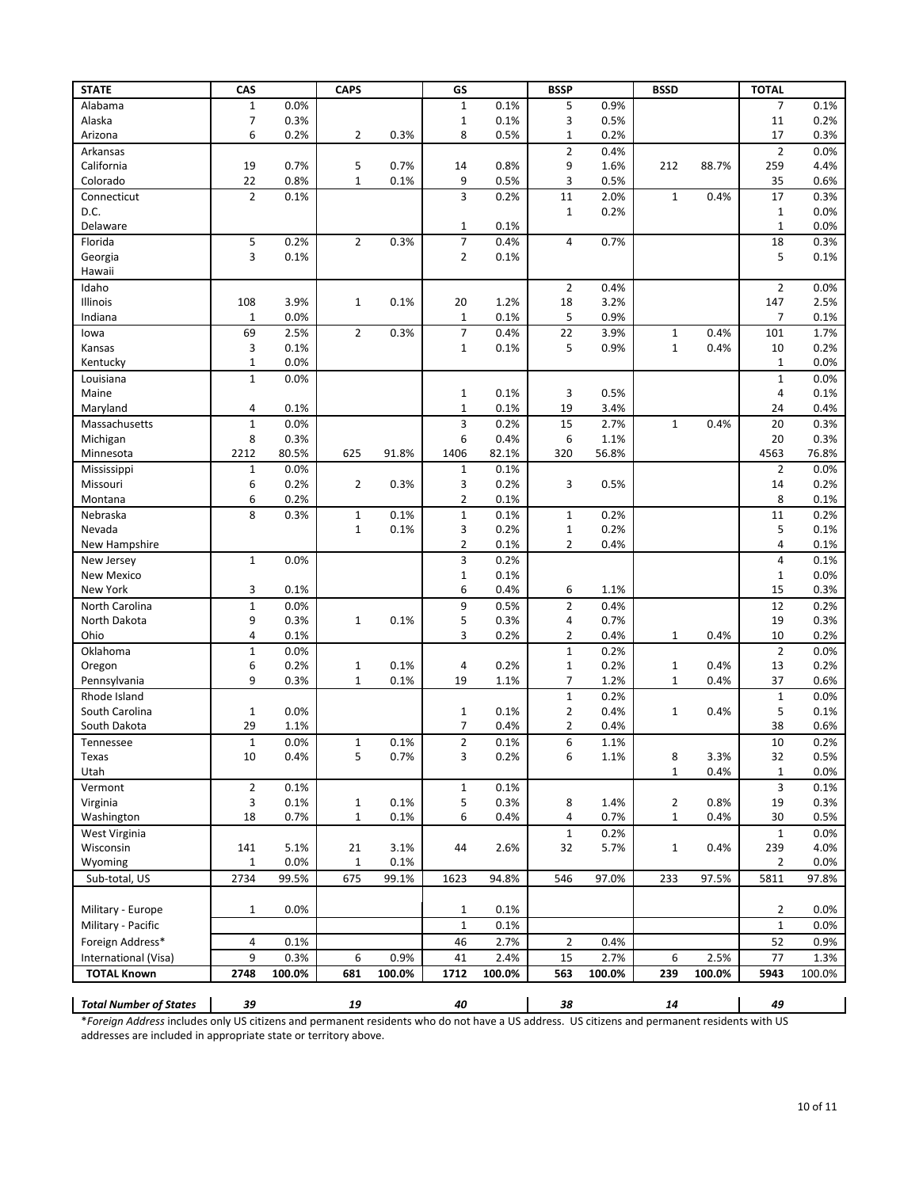| STATE | CAS | | CAPS | | GS | | BSSP | | BSSD | | TOTAL | |
|---|---|---|---|---|---|---|---|---|---|---|---|---|
| Alabama | 1 | 0.0% | | | 1 | 0.1% | 5 | 0.9% | | | 7 | 0.1% |
| Alaska | 7 | 0.3% | | | 1 | 0.1% | 3 | 0.5% | | | 11 | 0.2% |
| Arizona | 6 | 0.2% | 2 | 0.3% | 8 | 0.5% | 1 | 0.2% | | | 17 | 0.3% |
| Arkansas | | | | | | | 2 | 0.4% | | | 2 | 0.0% |
| California | 19 | 0.7% | 5 | 0.7% | 14 | 0.8% | 9 | 1.6% | 212 | 88.7% | 259 | 4.4% |
| Colorado | 22 | 0.8% | 1 | 0.1% | 9 | 0.5% | 3 | 0.5% | | | 35 | 0.6% |
| Connecticut | 2 | 0.1% | | | 3 | 0.2% | 11 | 2.0% | 1 | 0.4% | 17 | 0.3% |
| D.C. | | | | | | | 1 | 0.2% | | | 1 | 0.0% |
| Delaware | | | | | 1 | 0.1% | | | | | 1 | 0.0% |
| Florida | 5 | 0.2% | 2 | 0.3% | 7 | 0.4% | 4 | 0.7% | | | 18 | 0.3% |
| Georgia | 3 | 0.1% | | | 2 | 0.1% | | | | | 5 | 0.1% |
| Hawaii | | | | | | | | | | | | |
| Idaho | | | | | | | 2 | 0.4% | | | 2 | 0.0% |
| Illinois | 108 | 3.9% | 1 | 0.1% | 20 | 1.2% | 18 | 3.2% | | | 147 | 2.5% |
| Indiana | 1 | 0.0% | | | 1 | 0.1% | 5 | 0.9% | | | 7 | 0.1% |
| Iowa | 69 | 2.5% | 2 | 0.3% | 7 | 0.4% | 22 | 3.9% | 1 | 0.4% | 101 | 1.7% |
| Kansas | 3 | 0.1% | | | 1 | 0.1% | 5 | 0.9% | 1 | 0.4% | 10 | 0.2% |
| Kentucky | 1 | 0.0% | | | | | | | | | 1 | 0.0% |
| Louisiana | 1 | 0.0% | | | | | | | | | 1 | 0.0% |
| Maine | | | | | 1 | 0.1% | 3 | 0.5% | | | 4 | 0.1% |
| Maryland | 4 | 0.1% | | | 1 | 0.1% | 19 | 3.4% | | | 24 | 0.4% |
| Massachusetts | 1 | 0.0% | | | 3 | 0.2% | 15 | 2.7% | 1 | 0.4% | 20 | 0.3% |
| Michigan | 8 | 0.3% | | | 6 | 0.4% | 6 | 1.1% | | | 20 | 0.3% |
| Minnesota | 2212 | 80.5% | 625 | 91.8% | 1406 | 82.1% | 320 | 56.8% | | | 4563 | 76.8% |
| Mississippi | 1 | 0.0% | | | 1 | 0.1% | | | | | 2 | 0.0% |
| Missouri | 6 | 0.2% | 2 | 0.3% | 3 | 0.2% | 3 | 0.5% | | | 14 | 0.2% |
| Montana | 6 | 0.2% | | | 2 | 0.1% | | | | | 8 | 0.1% |
| Nebraska | 8 | 0.3% | 1 | 0.1% | 1 | 0.1% | 1 | 0.2% | | | 11 | 0.2% |
| Nevada | | | 1 | 0.1% | 3 | 0.2% | 1 | 0.2% | | | 5 | 0.1% |
| New Hampshire | | | | | 2 | 0.1% | 2 | 0.4% | | | 4 | 0.1% |
| New Jersey | 1 | 0.0% | | | 3 | 0.2% | | | | | 4 | 0.1% |
| New Mexico | | | | | 1 | 0.1% | | | | | 1 | 0.0% |
| New York | 3 | 0.1% | | | 6 | 0.4% | 6 | 1.1% | | | 15 | 0.3% |
| North Carolina | 1 | 0.0% | | | 9 | 0.5% | 2 | 0.4% | | | 12 | 0.2% |
| North Dakota | 9 | 0.3% | 1 | 0.1% | 5 | 0.3% | 4 | 0.7% | | | 19 | 0.3% |
| Ohio | 4 | 0.1% | | | 3 | 0.2% | 2 | 0.4% | 1 | 0.4% | 10 | 0.2% |
| Oklahoma | 1 | 0.0% | | | | | 1 | 0.2% | | | 2 | 0.0% |
| Oregon | 6 | 0.2% | 1 | 0.1% | 4 | 0.2% | 1 | 0.2% | 1 | 0.4% | 13 | 0.2% |
| Pennsylvania | 9 | 0.3% | 1 | 0.1% | 19 | 1.1% | 7 | 1.2% | 1 | 0.4% | 37 | 0.6% |
| Rhode Island | | | | | | | 1 | 0.2% | | | 1 | 0.0% |
| South Carolina | 1 | 0.0% | | | 1 | 0.1% | 2 | 0.4% | 1 | 0.4% | 5 | 0.1% |
| South Dakota | 29 | 1.1% | | | 7 | 0.4% | 2 | 0.4% | | | 38 | 0.6% |
| Tennessee | 1 | 0.0% | 1 | 0.1% | 2 | 0.1% | 6 | 1.1% | | | 10 | 0.2% |
| Texas | 10 | 0.4% | 5 | 0.7% | 3 | 0.2% | 6 | 1.1% | 8 | 3.3% | 32 | 0.5% |
| Utah | | | | | | | | | 1 | 0.4% | 1 | 0.0% |
| Vermont | 2 | 0.1% | | | 1 | 0.1% | | | | | 3 | 0.1% |
| Virginia | 3 | 0.1% | 1 | 0.1% | 5 | 0.3% | 8 | 1.4% | 2 | 0.8% | 19 | 0.3% |
| Washington | 18 | 0.7% | 1 | 0.1% | 6 | 0.4% | 4 | 0.7% | 1 | 0.4% | 30 | 0.5% |
| West Virginia | | | | | | | 1 | 0.2% | | | 1 | 0.0% |
| Wisconsin | 141 | 5.1% | 21 | 3.1% | 44 | 2.6% | 32 | 5.7% | 1 | 0.4% | 239 | 4.0% |
| Wyoming | 1 | 0.0% | 1 | 0.1% | | | | | | | 2 | 0.0% |
| Sub-total, US | 2734 | 99.5% | 675 | 99.1% | 1623 | 94.8% | 546 | 97.0% | 233 | 97.5% | 5811 | 97.8% |
| | | | | | | | | | | | | |
| Military - Europe | 1 | 0.0% | | | 1 | 0.1% | | | | | 2 | 0.0% |
| Military - Pacific | | | | | 1 | 0.1% | | | | | 1 | 0.0% |
| Foreign Address* | 4 | 0.1% | | | 46 | 2.7% | 2 | 0.4% | | | 52 | 0.9% |
| International (Visa) | 9 | 0.3% | 6 | 0.9% | 41 | 2.4% | 15 | 2.7% | 6 | 2.5% | 77 | 1.3% |
| **TOTAL Known** | **2748** | **100.0%** | **681** | **100.0%** | **1712** | **100.0%** | **563** | **100.0%** | **239** | **100.0%** | **5943** | 100.0% |
| | | | | | | | | | | | | |
| ***Total Number of States*** | ***39*** | | ***19*** | | ***40*** | | ***38*** | | ***14*** | | ***49*** | |

\**Foreign Address* includes only US citizens and permanent residents who do not have a US address. US citizens and permanent residents with US addresses are included in appropriate state or territory above.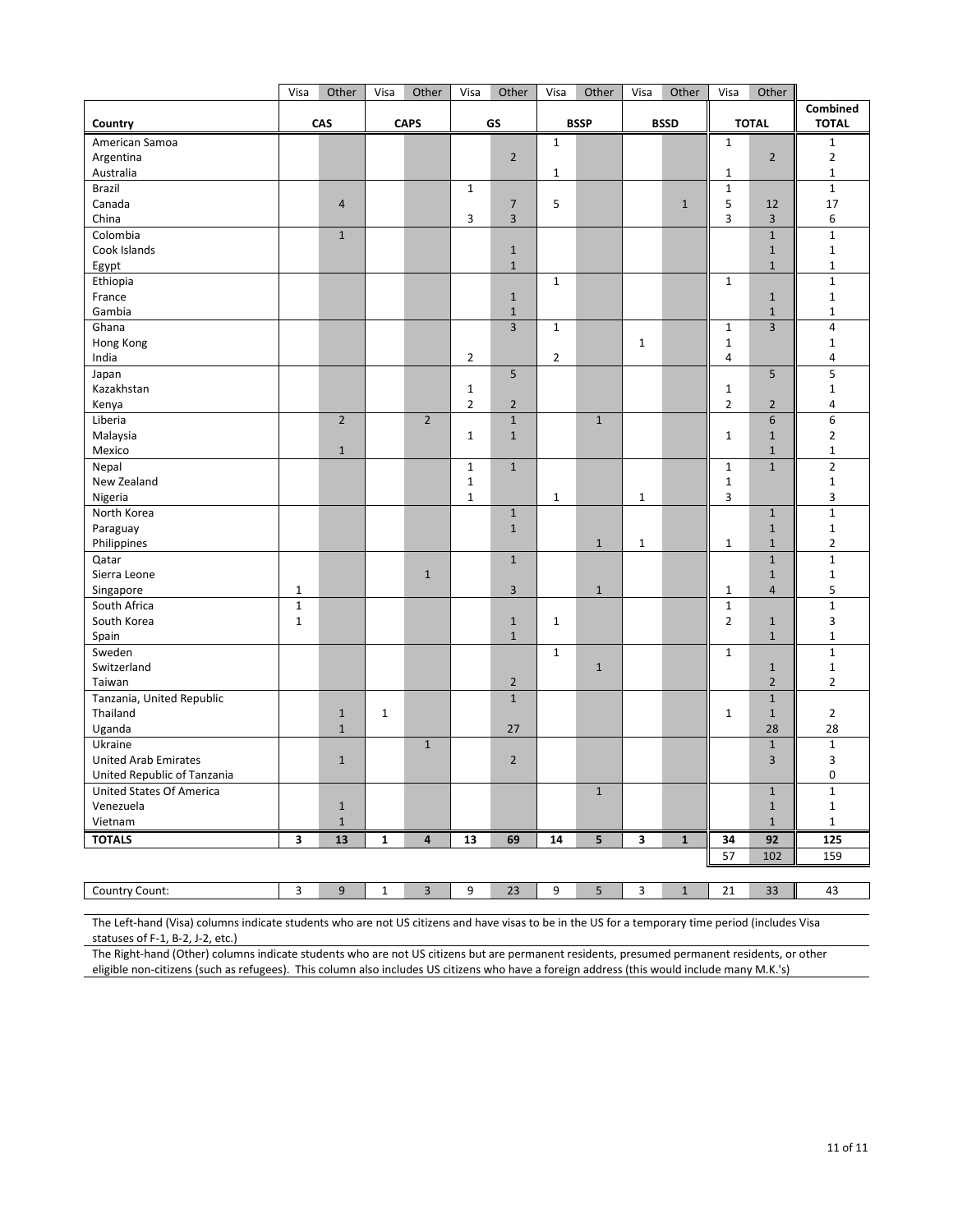| Country | CAS Visa | CAS Other | CAPS Visa | CAPS Other | GS Visa | GS Other | BSSP Visa | BSSP Other | BSSD Visa | BSSD Other | TOTAL Visa | TOTAL Other | Combined TOTAL |
|---|---|---|---|---|---|---|---|---|---|---|---|---|---|
| American Samoa | | | | | | | 1 | | | | 1 | | 1 |
| Argentina | | | | | | 2 | | | | | | 2 | 2 |
| Australia | | | | | | | 1 | | | | 1 | | 1 |
| Brazil | | | | | 1 | | | | | | 1 | | 1 |
| Canada | | 4 | | | | 7 | 5 | | | 1 | 5 | 12 | 17 |
| China | | | | | 3 | 3 | | | | | 3 | 3 | 6 |
| Colombia | | 1 | | | | | | | | | | 1 | 1 |
| Cook Islands | | | | | | 1 | | | | | | 1 | 1 |
| Egypt | | | | | | 1 | | | | | | 1 | 1 |
| Ethiopia | | | | | | | 1 | | | | 1 | | 1 |
| France | | | | | | 1 | | | | | | 1 | 1 |
| Gambia | | | | | | 1 | | | | | | 1 | 1 |
| Ghana | | | | | | 3 | 1 | | | | 1 | 3 | 4 |
| Hong Kong | | | | | | | | | 1 | | 1 | | 1 |
| India | | | | | 2 | | 2 | | | | 4 | | 4 |
| Japan | | | | | | 5 | | | | | | 5 | 5 |
| Kazakhstan | | | | | 1 | | | | | | 1 | | 1 |
| Kenya | | | | | 2 | 2 | | | | | 2 | 2 | 4 |
| Liberia | | 2 | | 2 | | 1 | | 1 | | | | 6 | 6 |
| Malaysia | | | | | 1 | 1 | | | | | 1 | 1 | 2 |
| Mexico | | 1 | | | | | | | | | | 1 | 1 |
| Nepal | | | | | 1 | 1 | | | | | 1 | 1 | 2 |
| New Zealand | | | | | 1 | | | | | | 1 | | 1 |
| Nigeria | | | | | 1 | | 1 | | 1 | | 3 | | 3 |
| North Korea | | | | | | 1 | | | | | | 1 | 1 |
| Paraguay | | | | | | 1 | | | | | | 1 | 1 |
| Philippines | | | | | | | | 1 | 1 | | 1 | 1 | 2 |
| Qatar | | | | | | 1 | | | | | | 1 | 1 |
| Sierra Leone | | | | 1 | | | | | | | | 1 | 1 |
| Singapore | 1 | | | | | 3 | | 1 | | | 1 | 4 | 5 |
| South Africa | 1 | | | | | | | | | | 1 | | 1 |
| South Korea | 1 | | | | | 1 | 1 | | | | 2 | 1 | 3 |
| Spain | | | | | | 1 | | | | | | 1 | 1 |
| Sweden | | | | | | | 1 | | | | 1 | | 1 |
| Switzerland | | | | | | | | 1 | | | | 1 | 1 |
| Taiwan | | | | | | 2 | | | | | | 2 | 2 |
| Tanzania, United Republic | | | | | | 1 | | | | | | 1 | |
| Thailand | | 1 | 1 | | | | | | | | 1 | 1 | 2 |
| Uganda | | 1 | | | | 27 | | | | | | 28 | 28 |
| Ukraine | | | | 1 | | | | | | | | 1 | 1 |
| United Arab Emirates | | 1 | | | | 2 | | | | | | 3 | 3 |
| United Republic of Tanzania | | | | | | | | | | | | | 0 |
| United States Of America | | | | | | | | 1 | | | | 1 | 1 |
| Venezuela | | 1 | | | | | | | | | | 1 | 1 |
| Vietnam | | 1 | | | | | | | | | | 1 | 1 |
| **TOTALS** | **3** | **13** | **1** | **4** | **13** | **69** | **14** | **5** | **3** | **1** | **34** | **92** | **125** |
| | | | | | | | | | | | 57 | 102 | 159 |
| Country Count: | 3 | 9 | 1 | 3 | 9 | 23 | 9 | 5 | 3 | 1 | 21 | 33 | 43 |

The Left-hand (Visa) columns indicate students who are not US citizens and have visas to be in the US for a temporary time period (includes Visa statuses of F-1, B-2, J-2, etc.)

The Right-hand (Other) columns indicate students who are not US citizens but are permanent residents, presumed permanent residents, or other eligible non-citizens (such as refugees). This column also includes US citizens who have a foreign address (this would include many M.K.'s)